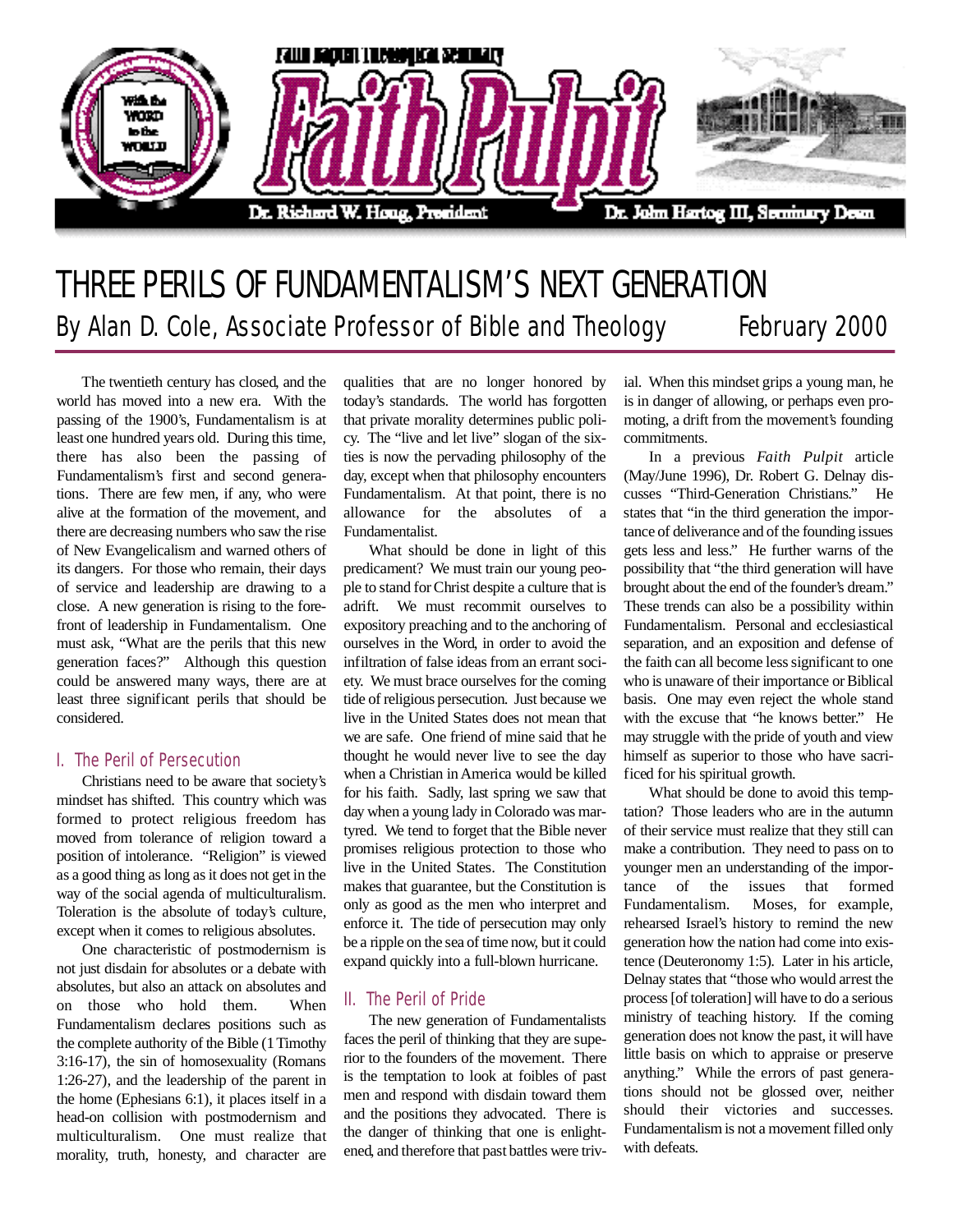Faith Baptist Theological Seminary

# Faith Pulpit

Dr. Richard W. Houg, President — Dr. John Hartog III, Seminary Dean

# THREE PERILS OF FUNDAMENTALISM'S NEXT GENERATION

By Alan D. Cole, Associate Professor of Bible and Theology — February 2000

The twentieth century has closed, and the world has moved into a new era. With the passing of the 1900's, Fundamentalism is at least one hundred years old. During this time, there has also been the passing of Fundamentalism's first and second generations. There are few men, if any, who were alive at the formation of the movement, and there are decreasing numbers who saw the rise of New Evangelicalism and warned others of its dangers. For those who remain, their days of service and leadership are drawing to a close. A new generation is rising to the forefront of leadership in Fundamentalism. One must ask, "What are the perils that this new generation faces?" Although this question could be answered many ways, there are at least three significant perils that should be considered.

## I. The Peril of Persecution

Christians need to be aware that society's mindset has shifted. This country which was formed to protect religious freedom has moved from tolerance of religion toward a position of intolerance. "Religion" is viewed as a good thing as long as it does not get in the way of the social agenda of multiculturalism. Toleration is the absolute of today's culture, except when it comes to religious absolutes.

One characteristic of postmodernism is not just disdain for absolutes or a debate with absolutes, but also an attack on absolutes and on those who hold them. When Fundamentalism declares positions such as the complete authority of the Bible (1 Timothy 3:16-17), the sin of homosexuality (Romans 1:26-27), and the leadership of the parent in the home (Ephesians 6:1), it places itself in a head-on collision with postmodernism and multiculturalism. One must realize that morality, truth, honesty, and character are qualities that are no longer honored by today's standards. The world has forgotten that private morality determines public policy. The "live and let live" slogan of the sixties is now the pervading philosophy of the day, except when that philosophy encounters Fundamentalism. At that point, there is no allowance for the absolutes of a Fundamentalist.

What should be done in light of this predicament? We must train our young people to stand for Christ despite a culture that is adrift. We must recommit ourselves to expository preaching and to the anchoring of ourselves in the Word, in order to avoid the infiltration of false ideas from an errant society. We must brace ourselves for the coming tide of religious persecution. Just because we live in the United States does not mean that we are safe. One friend of mine said that he thought he would never live to see the day when a Christian in America would be killed for his faith. Sadly, last spring we saw that day when a young lady in Colorado was martyred. We tend to forget that the Bible never promises religious protection to those who live in the United States. The Constitution makes that guarantee, but the Constitution is only as good as the men who interpret and enforce it. The tide of persecution may only be a ripple on the sea of time now, but it could expand quickly into a full-blown hurricane.

## II. The Peril of Pride

The new generation of Fundamentalists faces the peril of thinking that they are superior to the founders of the movement. There is the temptation to look at foibles of past men and respond with disdain toward them and the positions they advocated. There is the danger of thinking that one is enlightened, and therefore that past battles were trivial. When this mindset grips a young man, he is in danger of allowing, or perhaps even promoting, a drift from the movement's founding commitments.

In a previous *Faith Pulpit* article (May/June 1996), Dr. Robert G. Delnay discusses "Third-Generation Christians." He states that "in the third generation the importance of deliverance and of the founding issues gets less and less." He further warns of the possibility that "the third generation will have brought about the end of the founder's dream." These trends can also be a possibility within Fundamentalism. Personal and ecclesiastical separation, and an exposition and defense of the faith can all become less significant to one who is unaware of their importance or Biblical basis. One may even reject the whole stand with the excuse that "he knows better." He may struggle with the pride of youth and view himself as superior to those who have sacrificed for his spiritual growth.

What should be done to avoid this temptation? Those leaders who are in the autumn of their service must realize that they still can make a contribution. They need to pass on to younger men an understanding of the importance of the issues that formed Fundamentalism. Moses, for example, rehearsed Israel's history to remind the new generation how the nation had come into existence (Deuteronomy 1:5). Later in his article, Delnay states that "those who would arrest the process [of toleration] will have to do a serious ministry of teaching history. If the coming generation does not know the past, it will have little basis on which to appraise or preserve anything." While the errors of past generations should not be glossed over, neither should their victories and successes. Fundamentalism is not a movement filled only with defeats.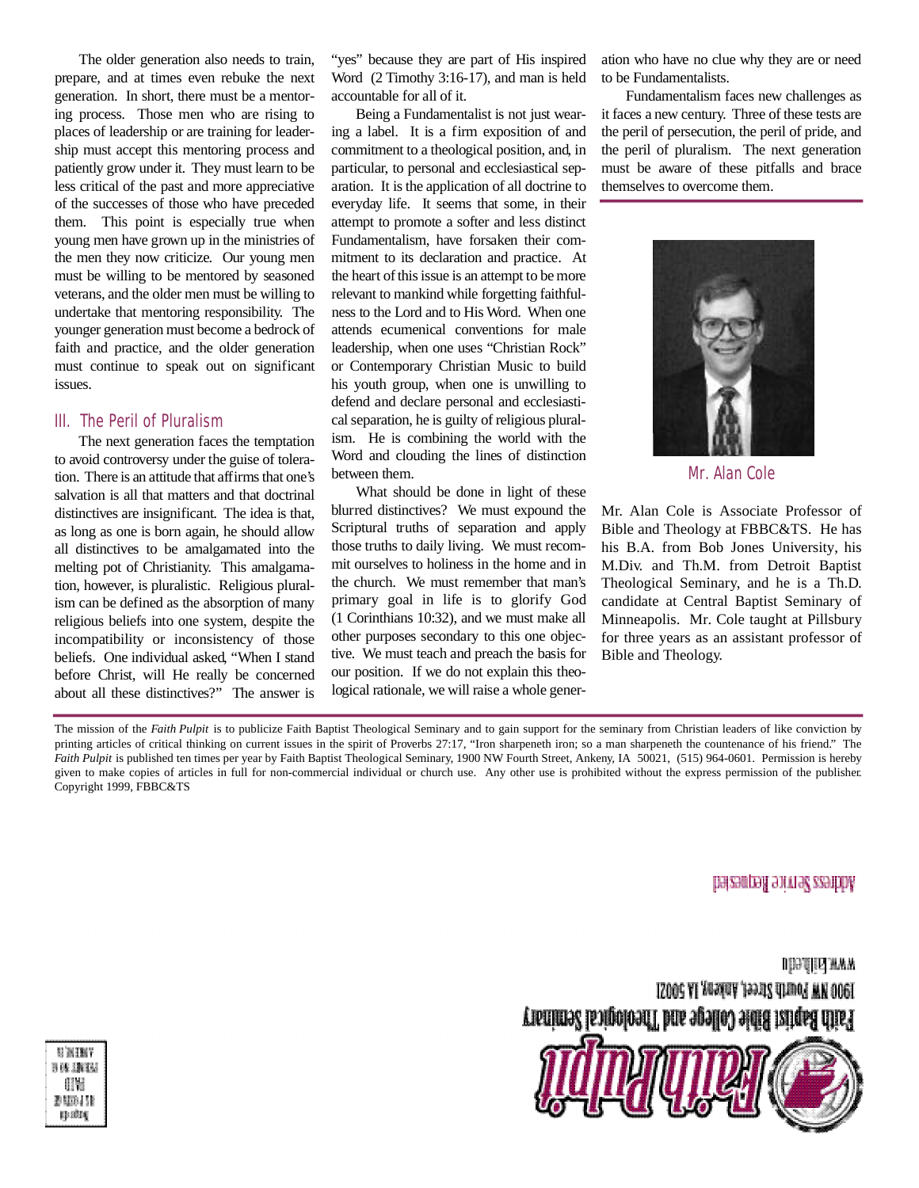The older generation also needs to train, prepare, and at times even rebuke the next generation. In short, there must be a mentoring process. Those men who are rising to places of leadership or are training for leadership must accept this mentoring process and patiently grow under it. They must learn to be less critical of the past and more appreciative of the successes of those who have preceded them. This point is especially true when young men have grown up in the ministries of the men they now criticize. Our young men must be willing to be mentored by seasoned veterans, and the older men must be willing to undertake that mentoring responsibility. The younger generation must become a bedrock of faith and practice, and the older generation must continue to speak out on significant issues.

## III. The Peril of Pluralism

The next generation faces the temptation to avoid controversy under the guise of toleration. There is an attitude that affirms that one's salvation is all that matters and that doctrinal distinctives are insignificant. The idea is that, as long as one is born again, he should allow all distinctives to be amalgamated into the melting pot of Christianity. This amalgamation, however, is pluralistic. Religious pluralism can be defined as the absorption of many religious beliefs into one system, despite the incompatibility or inconsistency of those beliefs. One individual asked, "When I stand before Christ, will He really be concerned about all these distinctives?" The answer is "yes" because they are part of His inspired Word (2 Timothy 3:16-17), and man is held accountable for all of it.

Being a Fundamentalist is not just wearing a label. It is a firm exposition of and commitment to a theological position, and, in particular, to personal and ecclesiastical separation. It is the application of all doctrine to everyday life. It seems that some, in their attempt to promote a softer and less distinct Fundamentalism, have forsaken their commitment to its declaration and practice. At the heart of this issue is an attempt to be more relevant to mankind while forgetting faithfulness to the Lord and to His Word. When one attends ecumenical conventions for male leadership, when one uses "Christian Rock" or Contemporary Christian Music to build his youth group, when one is unwilling to defend and declare personal and ecclesiastical separation, he is guilty of religious pluralism. He is combining the world with the Word and clouding the lines of distinction between them.

What should be done in light of these blurred distinctives? We must expound the Scriptural truths of separation and apply those truths to daily living. We must recommit ourselves to holiness in the home and in the church. We must remember that man's primary goal in life is to glorify God (1 Corinthians 10:32), and we must make all other purposes secondary to this one objective. We must teach and preach the basis for our position. If we do not explain this theological rationale, we will raise a whole generation who have no clue why they are or need to be Fundamentalists.

Fundamentalism faces new challenges as it faces a new century. Three of these tests are the peril of persecution, the peril of pride, and the peril of pluralism. The next generation must be aware of these pitfalls and brace themselves to overcome them.

Mr. Alan Cole

Mr. Alan Cole is Associate Professor of Bible and Theology at FBBC&TS. He has his B.A. from Bob Jones University, his M.Div. and Th.M. from Detroit Baptist Theological Seminary, and he is a Th.D. candidate at Central Baptist Seminary of Minneapolis. Mr. Cole taught at Pillsbury for three years as an assistant professor of Bible and Theology.

---

The mission of the *Faith Pulpit* is to publicize Faith Baptist Theological Seminary and to gain support for the seminary from Christian leaders of like conviction by printing articles of critical thinking on current issues in the spirit of Proverbs 27:17, "Iron sharpeneth iron; so a man sharpeneth the countenance of his friend." The *Faith Pulpit* is published ten times per year by Faith Baptist Theological Seminary, 1900 NW Fourth Street, Ankeny, IA 50021, (515) 964-0601. Permission is hereby given to make copies of articles in full for non-commercial individual or church use. Any other use is prohibited without the express permission of the publisher. Copyright 1999, FBBC&TS

Address Service Requested

Faith Pulpit

Faith Baptist Bible College and Theological Seminary
1900 NW Fourth Street, Ankeny, IA 50021
www.faith.edu

Nonprofit Org.
U.S. Postage
PAID
Permit No. 6
Ankeny, IA